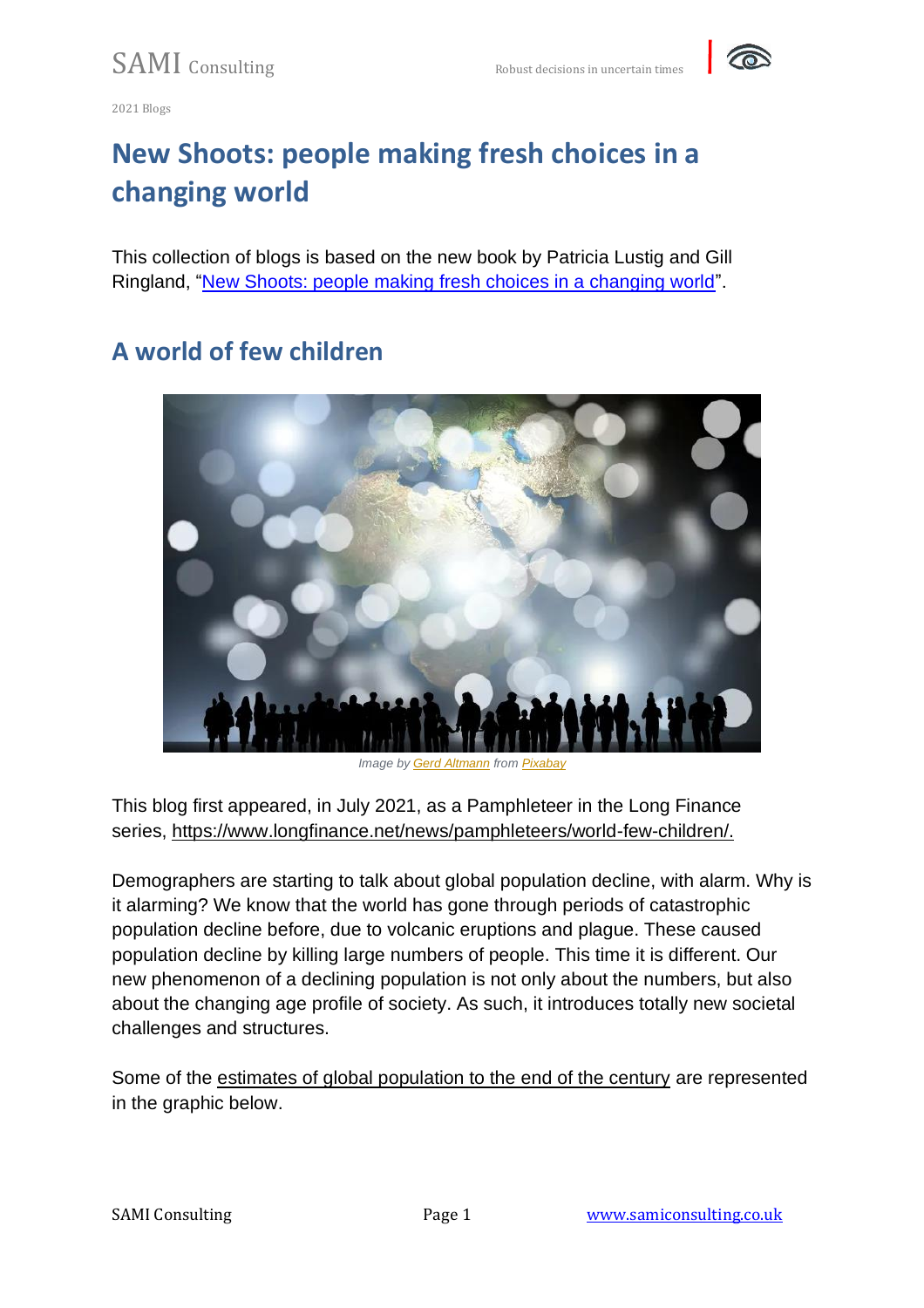2021 Blogs

# New Shoots: people making fresh choices in a changing world

This collection of blogs is based on the new book by Patricia Lustig and Gill Ringland, "[New Shoots: people making fresh choices in a changing world](New Shoots: people making fresh choices in a changing world)".

## A world of few children

*Image by Gerd Altmann from Pixabay*

This blog first appeared, in July 2021, as a Pamphleteer in the Long Finance series, https://www.longfinance.net/news/pamphleteers/world-few-children/.

Demographers are starting to talk about global population decline, with alarm. Why is it alarming? We know that the world has gone through periods of catastrophic population decline before, due to volcanic eruptions and plague. These caused population decline by killing large numbers of people. This time it is different. Our new phenomenon of a declining population is not only about the numbers, but also about the changing age profile of society. As such, it introduces totally new societal challenges and structures.

Some of the estimates of global population to the end of the century are represented in the graphic below.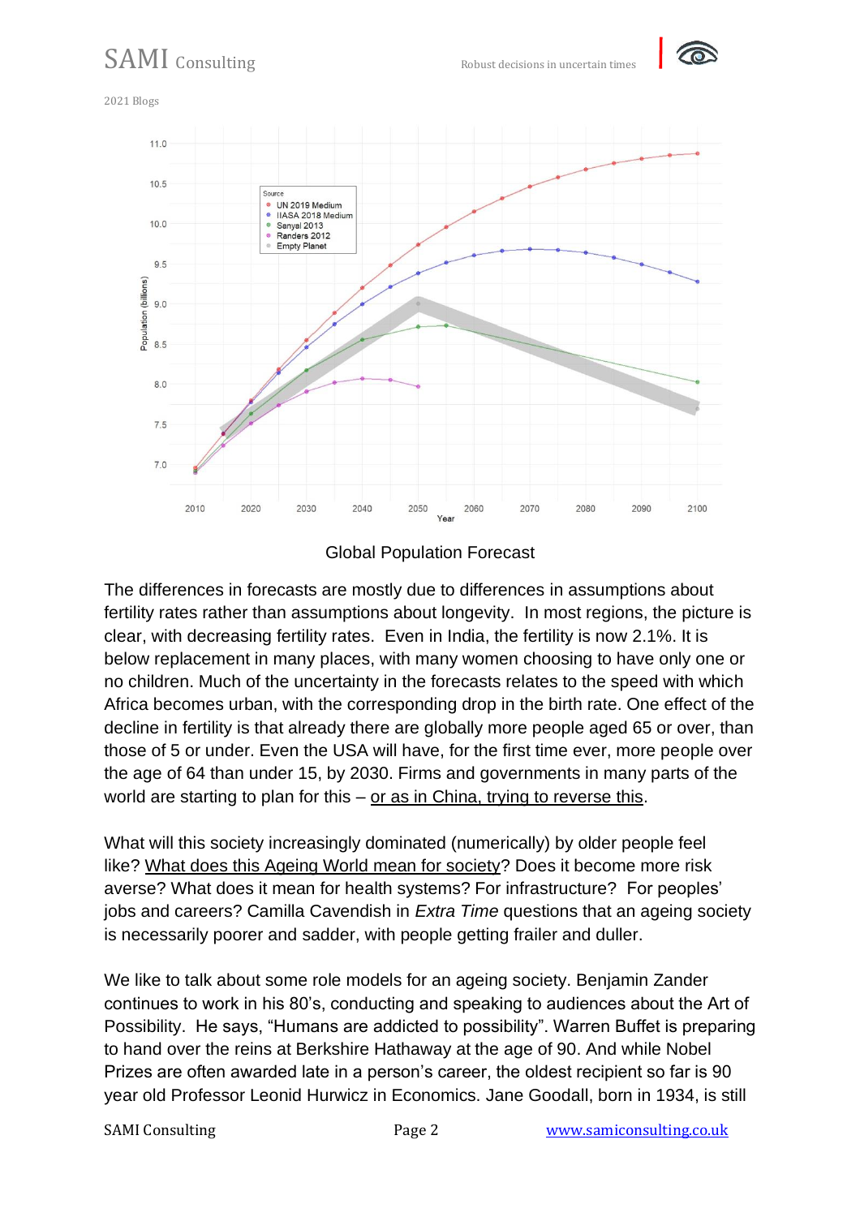Global Population Forecast

The differences in forecasts are mostly due to differences in assumptions about fertility rates rather than assumptions about longevity. In most regions, the picture is clear, with decreasing fertility rates. Even in India, the fertility is now 2.1%. It is below replacement in many places, with many women choosing to have only one or no children. Much of the uncertainty in the forecasts relates to the speed with which Africa becomes urban, with the corresponding drop in the birth rate. One effect of the decline in fertility is that already there are globally more people aged 65 or over, than those of 5 or under. Even the USA will have, for the first time ever, more people over the age of 64 than under 15, by 2030. Firms and governments in many parts of the world are starting to plan for this – or as in China, trying to reverse this.

What will this society increasingly dominated (numerically) by older people feel like? What does this Ageing World mean for society? Does it become more risk averse? What does it mean for health systems? For infrastructure? For peoples' jobs and careers? Camilla Cavendish in *Extra Time* questions that an ageing society is necessarily poorer and sadder, with people getting frailer and duller.

We like to talk about some role models for an ageing society. Benjamin Zander continues to work in his 80's, conducting and speaking to audiences about the Art of Possibility. He says, "Humans are addicted to possibility". Warren Buffet is preparing to hand over the reins at Berkshire Hathaway at the age of 90. And while Nobel Prizes are often awarded late in a person's career, the oldest recipient so far is 90 year old Professor Leonid Hurwicz in Economics. Jane Goodall, born in 1934, is still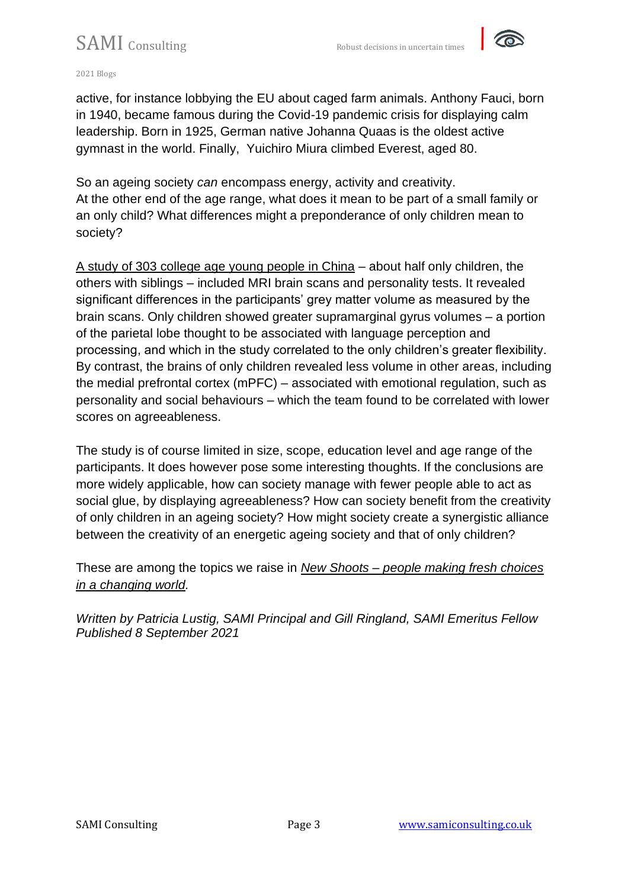active, for instance lobbying the EU about caged farm animals. Anthony Fauci, born in 1940, became famous during the Covid-19 pandemic crisis for displaying calm leadership. Born in 1925, German native Johanna Quaas is the oldest active gymnast in the world. Finally,  Yuichiro Miura climbed Everest, aged 80.

So an ageing society *can* encompass energy, activity and creativity.
At the other end of the age range, what does it mean to be part of a small family or an only child? What differences might a preponderance of only children mean to society?

A study of 303 college age young people in China – about half only children, the others with siblings – included MRI brain scans and personality tests. It revealed significant differences in the participants' grey matter volume as measured by the brain scans. Only children showed greater supramarginal gyrus volumes – a portion of the parietal lobe thought to be associated with language perception and processing, and which in the study correlated to the only children's greater flexibility. By contrast, the brains of only children revealed less volume in other areas, including the medial prefrontal cortex (mPFC) – associated with emotional regulation, such as personality and social behaviours – which the team found to be correlated with lower scores on agreeableness.

The study is of course limited in size, scope, education level and age range of the participants. It does however pose some interesting thoughts. If the conclusions are more widely applicable, how can society manage with fewer people able to act as social glue, by displaying agreeableness? How can society benefit from the creativity of only children in an ageing society? How might society create a synergistic alliance between the creativity of an energetic ageing society and that of only children?

These are among the topics we raise in *New Shoots – people making fresh choices in a changing world*.

*Written by Patricia Lustig, SAMI Principal and Gill Ringland, SAMI Emeritus Fellow*
*Published 8 September 2021*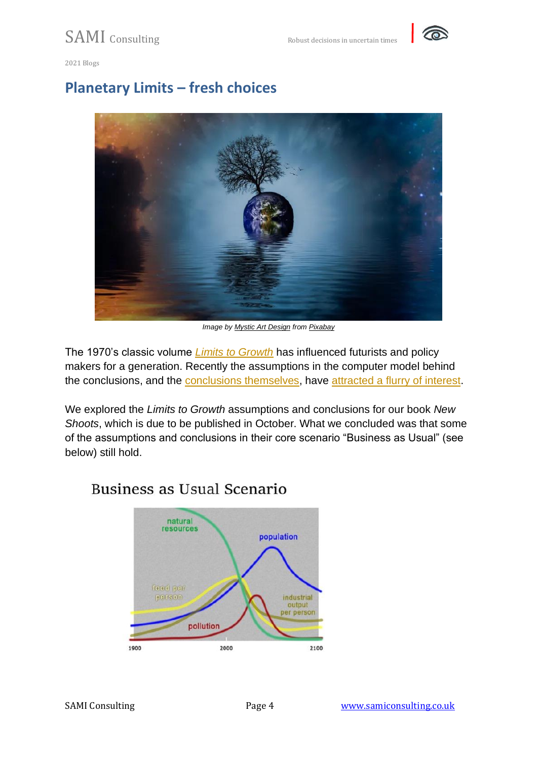## Planetary Limits – fresh choices

*Image by Mystic Art Design from Pixabay*

The 1970's classic volume *Limits to Growth* has influenced futurists and policy makers for a generation. Recently the assumptions in the computer model behind the conclusions, and the conclusions themselves, have attracted a flurry of interest.

We explored the *Limits to Growth* assumptions and conclusions for our book *New Shoots*, which is due to be published in October. What we concluded was that some of the assumptions and conclusions in their core scenario "Business as Usual" (see below) still hold.

Business as Usual Scenario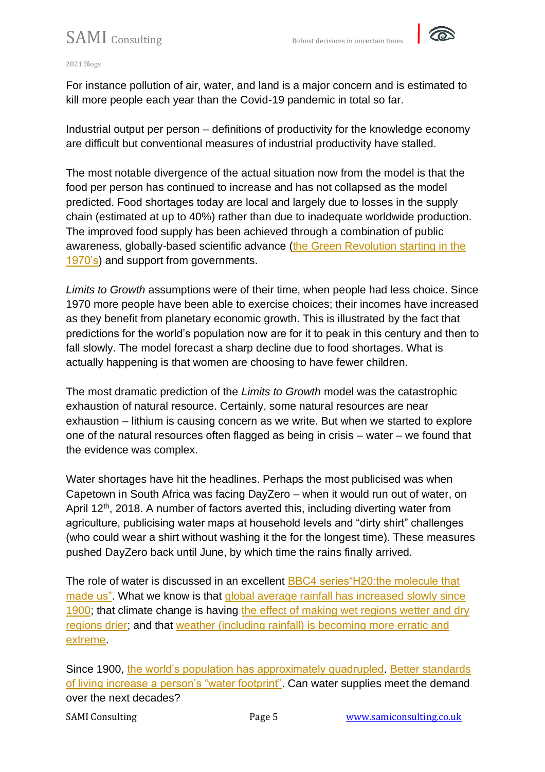For instance pollution of air, water, and land is a major concern and is estimated to kill more people each year than the Covid-19 pandemic in total so far.

Industrial output per person – definitions of productivity for the knowledge economy are difficult but conventional measures of industrial productivity have stalled.

The most notable divergence of the actual situation now from the model is that the food per person has continued to increase and has not collapsed as the model predicted. Food shortages today are local and largely due to losses in the supply chain (estimated at up to 40%) rather than due to inadequate worldwide production. The improved food supply has been achieved through a combination of public awareness, globally-based scientific advance (the Green Revolution starting in the 1970's) and support from governments.

*Limits to Growth* assumptions were of their time, when people had less choice. Since 1970 more people have been able to exercise choices; their incomes have increased as they benefit from planetary economic growth. This is illustrated by the fact that predictions for the world's population now are for it to peak in this century and then to fall slowly. The model forecast a sharp decline due to food shortages. What is actually happening is that women are choosing to have fewer children.

The most dramatic prediction of the *Limits to Growth* model was the catastrophic exhaustion of natural resource. Certainly, some natural resources are near exhaustion – lithium is causing concern as we write. But when we started to explore one of the natural resources often flagged as being in crisis – water – we found that the evidence was complex.

Water shortages have hit the headlines. Perhaps the most publicised was when Capetown in South Africa was facing DayZero – when it would run out of water, on April 12th, 2018. A number of factors averted this, including diverting water from agriculture, publicising water maps at household levels and "dirty shirt" challenges (who could wear a shirt without washing it the for the longest time). These measures pushed DayZero back until June, by which time the rains finally arrived.

The role of water is discussed in an excellent BBC4 series"H20:the molecule that made us". What we know is that global average rainfall has increased slowly since 1900; that climate change is having the effect of making wet regions wetter and dry regions drier; and that weather (including rainfall) is becoming more erratic and extreme.

Since 1900, the world's population has approximately quadrupled. Better standards of living increase a person's "water footprint". Can water supplies meet the demand over the next decades?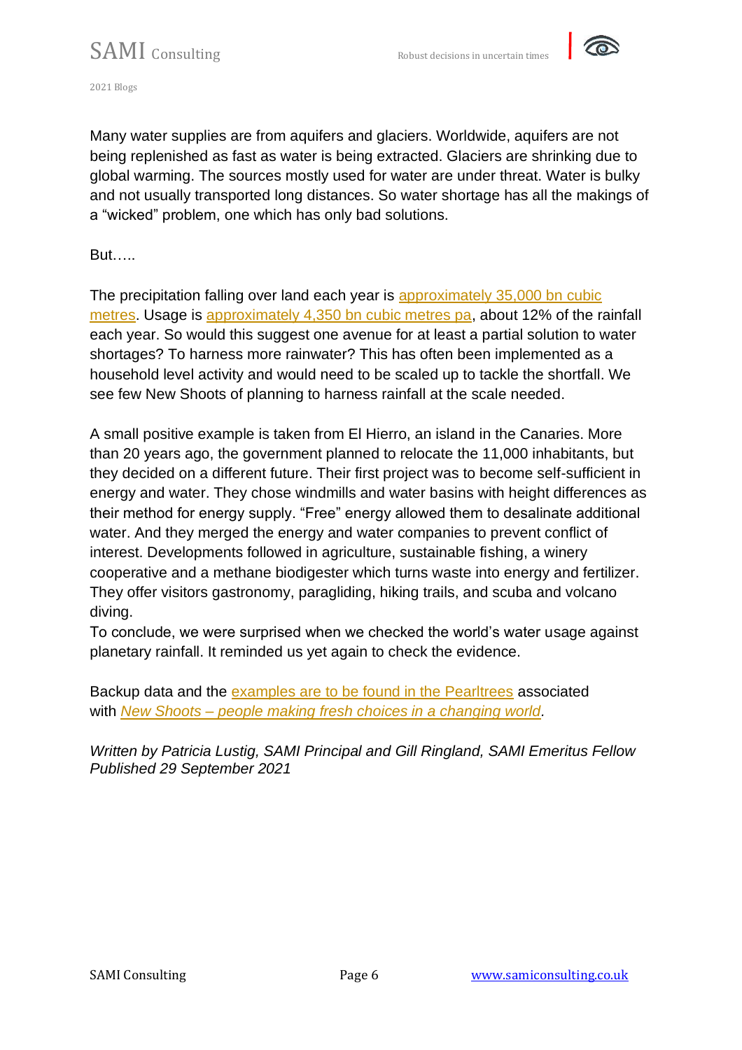Many water supplies are from aquifers and glaciers. Worldwide, aquifers are not being replenished as fast as water is being extracted. Glaciers are shrinking due to global warming. The sources mostly used for water are under threat. Water is bulky and not usually transported long distances. So water shortage has all the makings of a "wicked" problem, one which has only bad solutions.

But…..

The precipitation falling over land each year is [approximately 35,000 bn cubic metres](). Usage is [approximately 4,350 bn cubic metres pa](), about 12% of the rainfall each year. So would this suggest one avenue for at least a partial solution to water shortages? To harness more rainwater? This has often been implemented as a household level activity and would need to be scaled up to tackle the shortfall. We see few New Shoots of planning to harness rainfall at the scale needed.

A small positive example is taken from El Hierro, an island in the Canaries. More than 20 years ago, the government planned to relocate the 11,000 inhabitants, but they decided on a different future. Their first project was to become self-sufficient in energy and water. They chose windmills and water basins with height differences as their method for energy supply. "Free" energy allowed them to desalinate additional water. And they merged the energy and water companies to prevent conflict of interest. Developments followed in agriculture, sustainable fishing, a winery cooperative and a methane biodigester which turns waste into energy and fertilizer. They offer visitors gastronomy, paragliding, hiking trails, and scuba and volcano diving.

To conclude, we were surprised when we checked the world's water usage against planetary rainfall. It reminded us yet again to check the evidence.

Backup data and the [examples are to be found in the Pearltrees]() associated with [*New Shoots – people making fresh choices in a changing world*]().

*Written by Patricia Lustig, SAMI Principal and Gill Ringland, SAMI Emeritus Fellow*
*Published 29 September 2021*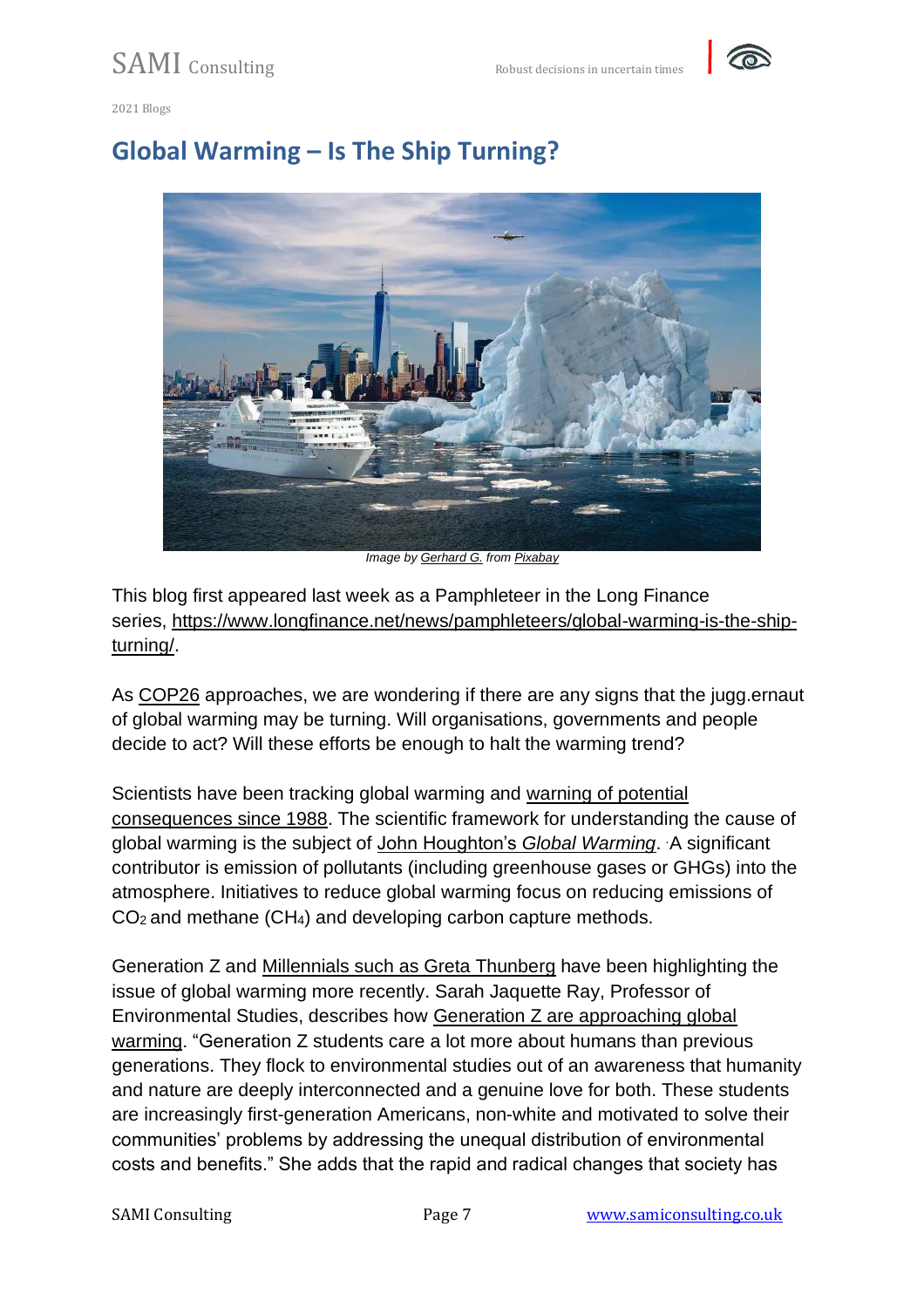## Global Warming – Is The Ship Turning?

Image by Gerhard G. from Pixabay

This blog first appeared last week as a Pamphleteer in the Long Finance series, https://www.longfinance.net/news/pamphleteers/global-warming-is-the-ship-turning/.

As COP26 approaches, we are wondering if there are any signs that the jugg.ernaut of global warming may be turning. Will organisations, governments and people decide to act? Will these efforts be enough to halt the warming trend?

Scientists have been tracking global warming and warning of potential consequences since 1988. The scientific framework for understanding the cause of global warming is the subject of John Houghton's *Global Warming*. A significant contributor is emission of pollutants (including greenhouse gases or GHGs) into the atmosphere. Initiatives to reduce global warming focus on reducing emissions of $CO_2$ and methane ($CH_4$) and developing carbon capture methods.

Generation Z and Millennials such as Greta Thunberg have been highlighting the issue of global warming more recently. Sarah Jaquette Ray, Professor of Environmental Studies, describes how Generation Z are approaching global warming. "Generation Z students care a lot more about humans than previous generations. They flock to environmental studies out of an awareness that humanity and nature are deeply interconnected and a genuine love for both. These students are increasingly first-generation Americans, non-white and motivated to solve their communities' problems by addressing the unequal distribution of environmental costs and benefits." She adds that the rapid and radical changes that society has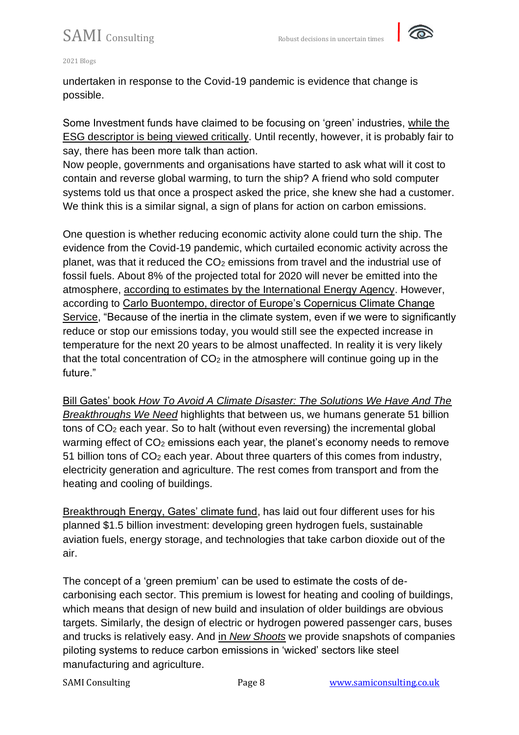undertaken in response to the Covid-19 pandemic is evidence that change is possible.

Some Investment funds have claimed to be focusing on 'green' industries, while the ESG descriptor is being viewed critically. Until recently, however, it is probably fair to say, there has been more talk than action.

Now people, governments and organisations have started to ask what will it cost to contain and reverse global warming, to turn the ship? A friend who sold computer systems told us that once a prospect asked the price, she knew she had a customer. We think this is a similar signal, a sign of plans for action on carbon emissions.

One question is whether reducing economic activity alone could turn the ship. The evidence from the Covid-19 pandemic, which curtailed economic activity across the planet, was that it reduced the $CO_2$ emissions from travel and the industrial use of fossil fuels. About 8% of the projected total for 2020 will never be emitted into the atmosphere, according to estimates by the International Energy Agency. However, according to Carlo Buontempo, director of Europe's Copernicus Climate Change Service, "Because of the inertia in the climate system, even if we were to significantly reduce or stop our emissions today, you would still see the expected increase in temperature for the next 20 years to be almost unaffected. In reality it is very likely that the total concentration of $CO_2$ in the atmosphere will continue going up in the future."

Bill Gates' book *How To Avoid A Climate Disaster: The Solutions We Have And The Breakthroughs We Need* highlights that between us, we humans generate 51 billion tons of $CO_2$ each year. So to halt (without even reversing) the incremental global warming effect of $CO_2$ emissions each year, the planet's economy needs to remove 51 billion tons of $CO_2$ each year. About three quarters of this comes from industry, electricity generation and agriculture. The rest comes from transport and from the heating and cooling of buildings.

Breakthrough Energy, Gates' climate fund, has laid out four different uses for his planned $1.5 billion investment: developing green hydrogen fuels, sustainable aviation fuels, energy storage, and technologies that take carbon dioxide out of the air.

The concept of a 'green premium' can be used to estimate the costs of de-carbonising each sector. This premium is lowest for heating and cooling of buildings, which means that design of new build and insulation of older buildings are obvious targets. Similarly, the design of electric or hydrogen powered passenger cars, buses and trucks is relatively easy. And in *New Shoots* we provide snapshots of companies piloting systems to reduce carbon emissions in 'wicked' sectors like steel manufacturing and agriculture.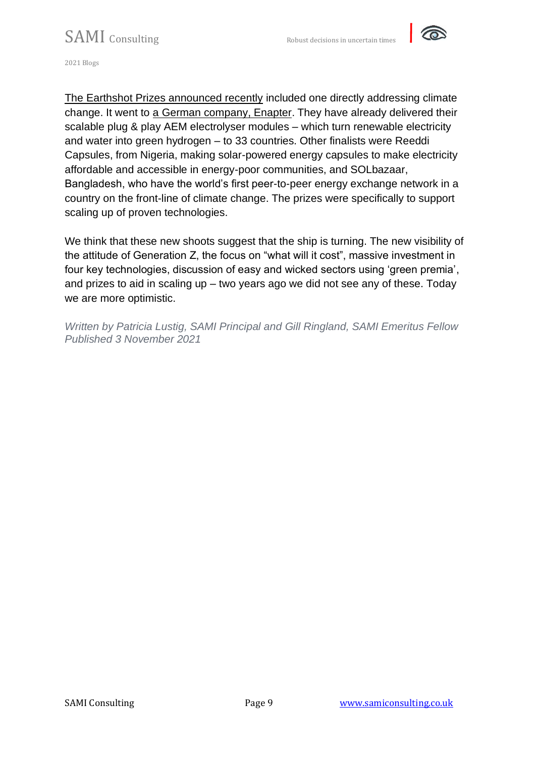The Earthshot Prizes announced recently included one directly addressing climate change. It went to a German company, Enapter. They have already delivered their scalable plug & play AEM electrolyser modules – which turn renewable electricity and water into green hydrogen – to 33 countries. Other finalists were Reeddi Capsules, from Nigeria, making solar-powered energy capsules to make electricity affordable and accessible in energy-poor communities, and SOLbazaar, Bangladesh, who have the world's first peer-to-peer energy exchange network in a country on the front-line of climate change. The prizes were specifically to support scaling up of proven technologies.

We think that these new shoots suggest that the ship is turning. The new visibility of the attitude of Generation Z, the focus on "what will it cost", massive investment in four key technologies, discussion of easy and wicked sectors using 'green premia', and prizes to aid in scaling up – two years ago we did not see any of these. Today we are more optimistic.

*Written by Patricia Lustig, SAMI Principal and Gill Ringland, SAMI Emeritus Fellow*
*Published 3 November 2021*